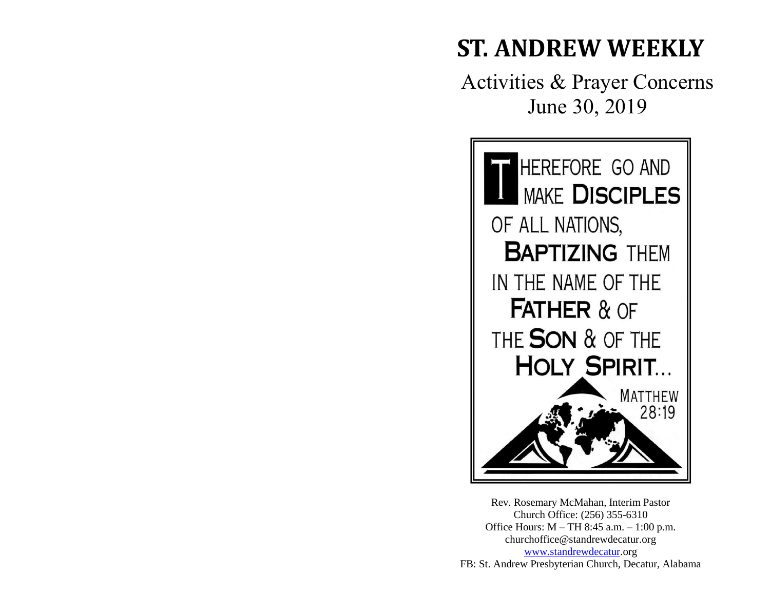# ST. ANDREW WEEKLY

Activities & Prayer Concerns

June 30, 2019

THEREFORE GO AND MAKE **DISCIPLES** OF ALL NATIONS, **BAPTIZING** THEM IN THE NAME OF THE **FATHER** & OF THE **SON** & OF THE **HOLY SPIRIT**...

MATTHEW 28:19

Rev. Rosemary McMahan, Interim Pastor
Church Office: (256) 355-6310
Office Hours: M – TH 8:45 a.m. – 1:00 p.m.
churchoffice@standrewdecatur.org
www.standrewdecatur.org
FB: St. Andrew Presbyterian Church, Decatur, Alabama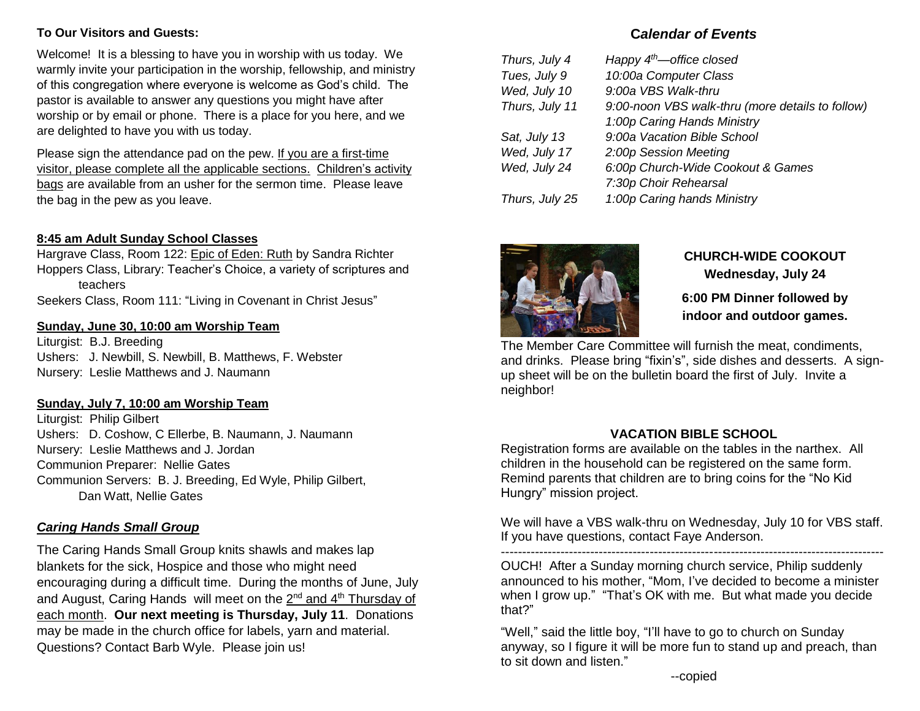**To Our Visitors and Guests:**

Welcome! It is a blessing to have you in worship with us today. We warmly invite your participation in the worship, fellowship, and ministry of this congregation where everyone is welcome as God's child. The pastor is available to answer any questions you might have after worship or by email or phone. There is a place for you here, and we are delighted to have you with us today.

Please sign the attendance pad on the pew. If you are a first-time visitor, please complete all the applicable sections. Children's activity bags are available from an usher for the sermon time. Please leave the bag in the pew as you leave.

**8:45 am Adult Sunday School Classes**

Hargrave Class, Room 122: Epic of Eden: Ruth by Sandra Richter
Hoppers Class, Library: Teacher's Choice, a variety of scriptures and teachers
Seekers Class, Room 111: "Living in Covenant in Christ Jesus"

**Sunday, June 30, 10:00 am Worship Team**

Liturgist: B.J. Breeding
Ushers: J. Newbill, S. Newbill, B. Matthews, F. Webster
Nursery: Leslie Matthews and J. Naumann

**Sunday, July 7, 10:00 am Worship Team**

Liturgist: Philip Gilbert
Ushers: D. Coshow, C Ellerbe, B. Naumann, J. Naumann
Nursery: Leslie Matthews and J. Jordan
Communion Preparer: Nellie Gates
Communion Servers: B. J. Breeding, Ed Wyle, Philip Gilbert, Dan Watt, Nellie Gates

***Caring Hands Small Group***

The Caring Hands Small Group knits shawls and makes lap blankets for the sick, Hospice and those who might need encouraging during a difficult time. During the months of June, July and August, Caring Hands will meet on the 2nd and 4th Thursday of each month. **Our next meeting is Thursday, July 11**. Donations may be made in the church office for labels, yarn and material. Questions? Contact Barb Wyle. Please join us!

## *Calendar of Events*

| | |
|---|---|
| *Thurs, July 4* | *Happy 4th—office closed* |
| *Tues, July 9* | *10:00a Computer Class* |
| *Wed, July 10* | *9:00a VBS Walk-thru* |
| *Thurs, July 11* | *9:00-noon VBS walk-thru (more details to follow)* |
| | *1:00p Caring Hands Ministry* |
| *Sat, July 13* | *9:00a Vacation Bible School* |
| *Wed, July 17* | *2:00p Session Meeting* |
| *Wed, July 24* | *6:00p Church-Wide Cookout & Games* |
| | *7:30p Choir Rehearsal* |
| *Thurs, July 25* | *1:00p Caring hands Ministry* |

**CHURCH-WIDE COOKOUT**
**Wednesday, July 24**

**6:00 PM Dinner followed by indoor and outdoor games.**

The Member Care Committee will furnish the meat, condiments, and drinks. Please bring "fixin's", side dishes and desserts. A sign-up sheet will be on the bulletin board the first of July. Invite a neighbor!

**VACATION BIBLE SCHOOL**

Registration forms are available on the tables in the narthex. All children in the household can be registered on the same form. Remind parents that children are to bring coins for the "No Kid Hungry" mission project.

We will have a VBS walk-thru on Wednesday, July 10 for VBS staff. If you have questions, contact Faye Anderson.

---

OUCH! After a Sunday morning church service, Philip suddenly announced to his mother, "Mom, I've decided to become a minister when I grow up." "That's OK with me. But what made you decide that?"

"Well," said the little boy, "I'll have to go to church on Sunday anyway, so I figure it will be more fun to stand up and preach, than to sit down and listen."

--copied